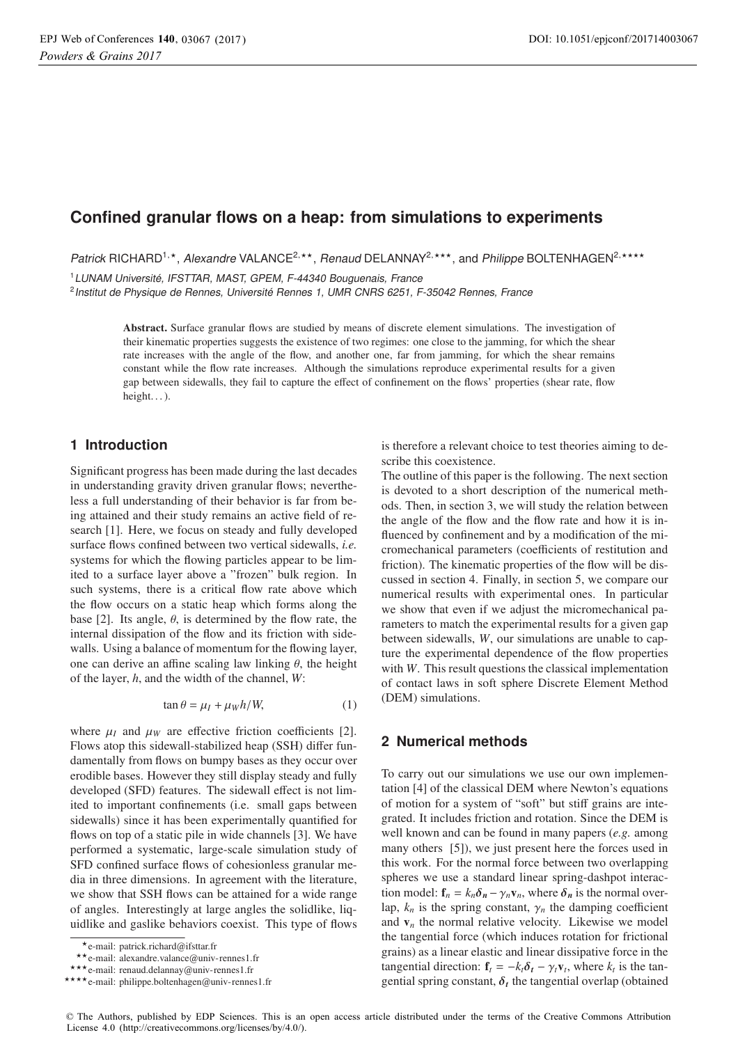# Confined granular flows on a heap: from simulations to experiments

*Patrick* RICHARD[1,⋆], *Alexandre* VALANCE[2,⋆⋆], *Renaud* DELANNAY[2,⋆⋆⋆], and *Philippe* BOLTENHAGEN[2,⋆⋆⋆⋆]

[1] *LUNAM Université, IFSTTAR, MAST, GPEM, F-44340 Bouguenais, France*

[2] *Institut de Physique de Rennes, Université Rennes 1, UMR CNRS 6251, F-35042 Rennes, France*

**Abstract.** Surface granular flows are studied by means of discrete element simulations. The investigation of their kinematic properties suggests the existence of two regimes: one close to the jamming, for which the shear rate increases with the angle of the flow, and another one, far from jamming, for which the shear remains constant while the flow rate increases. Although the simulations reproduce experimental results for a given gap between sidewalls, they fail to capture the effect of confinement on the flows' properties (shear rate, flow height...).

## 1 Introduction

Significant progress has been made during the last decades in understanding gravity driven granular flows; nevertheless a full understanding of their behavior is far from being attained and their study remains an active field of research [1]. Here, we focus on steady and fully developed surface flows confined between two vertical sidewalls, *i.e.* systems for which the flowing particles appear to be limited to a surface layer above a "frozen" bulk region. In such systems, there is a critical flow rate above which the flow occurs on a static heap which forms along the base [2]. Its angle, $\theta$, is determined by the flow rate, the internal dissipation of the flow and its friction with sidewalls. Using a balance of momentum for the flowing layer, one can derive an affine scaling law linking $\theta$, the height of the layer, $h$, and the width of the channel, $W$:

$$\tan\theta = \mu_I + \mu_W h/W, \quad (1)$$

where $\mu_I$ and $\mu_W$ are effective friction coefficients [2]. Flows atop this sidewall-stabilized heap (SSH) differ fundamentally from flows on bumpy bases as they occur over erodible bases. However they still display steady and fully developed (SFD) features. The sidewall effect is not limited to important confinements (i.e. small gaps between sidewalls) since it has been experimentally quantified for flows on top of a static pile in wide channels [3]. We have performed a systematic, large-scale simulation study of SFD confined surface flows of cohesionless granular media in three dimensions. In agreement with the literature, we show that SSH flows can be attained for a wide range of angles. Interestingly at large angles the solidlike, liquidlike and gaslike behaviors coexist. This type of flows is therefore a relevant choice to test theories aiming to describe this coexistence.

The outline of this paper is the following. The next section is devoted to a short description of the numerical methods. Then, in section 3, we will study the relation between the angle of the flow and the flow rate and how it is influenced by confinement and by a modification of the micromechanical parameters (coefficients of restitution and friction). The kinematic properties of the flow will be discussed in section 4. Finally, in section 5, we compare our numerical results with experimental ones. In particular we show that even if we adjust the micromechanical parameters to match the experimental results for a given gap between sidewalls, $W$, our simulations are unable to capture the experimental dependence of the flow properties with $W$. This result questions the classical implementation of contact laws in soft sphere Discrete Element Method (DEM) simulations.

## 2 Numerical methods

To carry out our simulations we use our own implementation [4] of the classical DEM where Newton's equations of motion for a system of "soft" but stiff grains are integrated. It includes friction and rotation. Since the DEM is well known and can be found in many papers (*e.g.* among many others [5]), we just present here the forces used in this work. For the normal force between two overlapping spheres we use a standard linear spring-dashpot interaction model: $\mathbf{f}_n = k_n\boldsymbol{\delta}_n - \gamma_n\mathbf{v}_n$, where $\boldsymbol{\delta}_n$ is the normal overlap, $k_n$ is the spring constant, $\gamma_n$ the damping coefficient and $\mathbf{v}_n$ the normal relative velocity. Likewise we model the tangential force (which induces rotation for frictional grains) as a linear elastic and linear dissipative force in the tangential direction: $\mathbf{f}_t = -k_t\boldsymbol{\delta}_t - \gamma_t\mathbf{v}_t$, where $k_t$ is the tangential spring constant, $\boldsymbol{\delta}_t$ the tangential overlap (obtained

---

⋆e-mail: patrick.richard@ifsttar.fr

⋆⋆e-mail: alexandre.valance@univ-rennes1.fr

⋆⋆⋆e-mail: renaud.delannay@univ-rennes1.fr

⋆⋆⋆⋆e-mail: philippe.boltenhagen@univ-rennes1.fr

© The Authors, published by EDP Sciences. This is an open access article distributed under the terms of the Creative Commons Attribution License 4.0 (http://creativecommons.org/licenses/by/4.0/).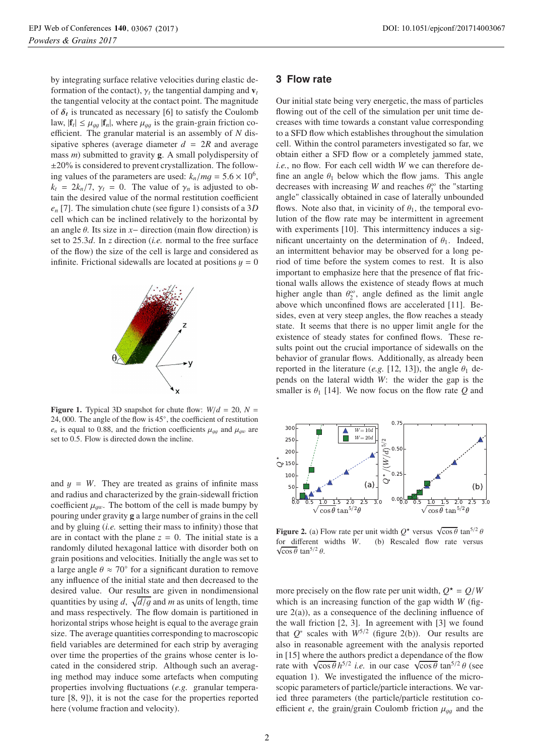by integrating surface relative velocities during elastic deformation of the contact), $\gamma_t$ the tangential damping and $\mathbf{v}_t$ the tangential velocity at the contact point. The magnitude of $\boldsymbol{\delta}_t$ is truncated as necessary [6] to satisfy the Coulomb law, $|\mathbf{f}_t| \leq \mu_{gg} |\mathbf{f}_n|$, where $\mu_{gg}$ is the grain-grain friction coefficient. The granular material is an assembly of $N$ dissipative spheres (average diameter $d = 2R$ and average mass $m$) submitted to gravity $\mathbf{g}$. A small polydispersity of $\pm 20\%$ is considered to prevent crystallization. The following values of the parameters are used: $k_n/mg = 5.6 \times 10^6$, $k_t = 2k_n/7$, $\gamma_t = 0$. The value of $\gamma_n$ is adjusted to obtain the desired value of the normal restitution coefficient $e_n$ [7]. The simulation chute (see figure 1) consists of a $3D$ cell which can be inclined relatively to the horizontal by an angle $\theta$. Its size in $x-$ direction (main flow direction) is set to $25.3d$. In $z$ direction (*i.e.* normal to the free surface of the flow) the size of the cell is large and considered as infinite. Frictional sidewalls are located at positions $y = 0$

**Figure 1.** Typical 3D snapshot for chute flow: $W/d = 20$, $N = 24,000$. The angle of the flow is $45°$, the coefficient of restitution $e_n$ is equal to 0.88, and the friction coefficients $\mu_{gg}$ and $\mu_{gw}$ are set to 0.5. Flow is directed down the incline.

and $y = W$. They are treated as grains of infinite mass and radius and characterized by the grain-sidewall friction coefficient $\mu_{gw}$. The bottom of the cell is made bumpy by pouring under gravity $\mathbf{g}$ a large number of grains in the cell and by gluing (*i.e.* setting their mass to infinity) those that are in contact with the plane $z = 0$. The initial state is a randomly diluted hexagonal lattice with disorder both on grain positions and velocities. Initially the angle was set to a large angle $\theta \approx 70°$ for a significant duration to remove any influence of the initial state and then decreased to the desired value. Our results are given in nondimensional quantities by using $d$, $\sqrt{d/g}$ and $m$ as units of length, time and mass respectively. The flow domain is partitioned in horizontal strips whose height is equal to the average grain size. The average quantities corresponding to macroscopic field variables are determined for each strip by averaging over time the properties of the grains whose center is located in the considered strip. Although such an averaging method may induce some artefacts when computing properties involving fluctuations (*e.g.* granular temperature [8, 9]), it is not the case for the properties reported here (volume fraction and velocity).

## 3 Flow rate

Our initial state being very energetic, the mass of particles flowing out of the cell of the simulation per unit time decreases with time towards a constant value corresponding to a SFD flow which establishes throughout the simulation cell. Within the control parameters investigated so far, we obtain either a SFD flow or a completely jammed state, *i.e.*, no flow. For each cell width $W$ we can therefore define an angle $\theta_1$ below which the flow jams. This angle decreases with increasing $W$ and reaches $\theta_1^\infty$ the "starting angle" classically obtained in case of laterally unbounded flows. Note also that, in vicinity of $\theta_1$, the temporal evolution of the flow rate may be intermittent in agreement with experiments [10]. This intermittency induces a significant uncertainty on the determination of $\theta_1$. Indeed, an intermittent behavior may be observed for a long period of time before the system comes to rest. It is also important to emphasize here that the presence of flat frictional walls allows the existence of steady flows at much higher angle than $\theta_2^\infty$, angle defined as the limit angle above which unconfined flows are accelerated [11]. Besides, even at very steep angles, the flow reaches a steady state. It seems that there is no upper limit angle for the existence of steady states for confined flows. These results point out the crucial importance of sidewalls on the behavior of granular flows. Additionally, as already been reported in the literature (*e.g.* [12, 13]), the angle $\theta_1$ depends on the lateral width $W$: the wider the gap is the smaller is $\theta_1$ [14]. We now focus on the flow rate $Q$ and

**Figure 2.** (a) Flow rate per unit width $Q^\star$ versus $\sqrt{\cos\theta}\,\tan^{5/2}\theta$ for different widths $W$. (b) Rescaled flow rate versus $\sqrt{\cos\theta}\,\tan^{5/2}\theta$.

more precisely on the flow rate per unit width, $Q^\star = Q/W$ which is an increasing function of the gap width $W$ (figure 2(a)), as a consequence of the declining influence of the wall friction [2, 3]. In agreement with [3] we found that $Q^*$ scales with $W^{5/2}$ (figure 2(b)). Our results are also in reasonable agreement with the analysis reported in [15] where the authors predict a dependance of the flow rate with $\sqrt{\cos\theta}\,h^{5/2}$ *i.e.* in our case $\sqrt{\cos\theta}\,\tan^{5/2}\theta$ (see equation 1). We investigated the influence of the microscopic parameters of particle/particle interactions. We varied three parameters (the particle/particle restitution coefficient $e$, the grain/grain Coulomb friction $\mu_{gg}$ and the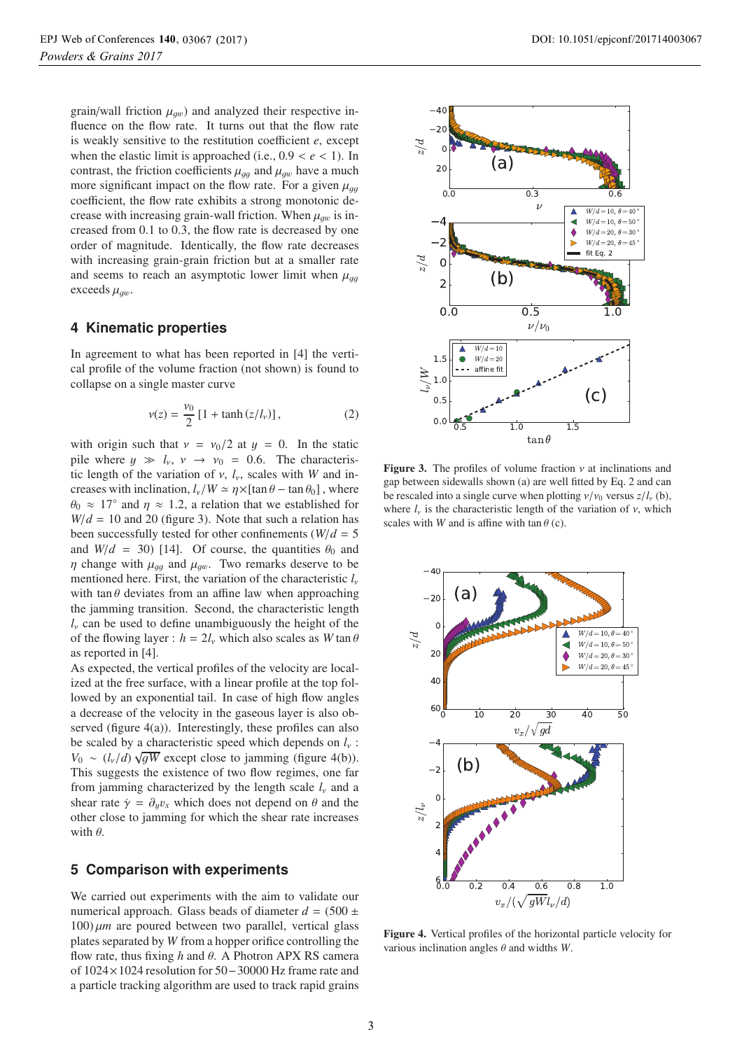grain/wall friction $\mu_{gw}$) and analyzed their respective influence on the flow rate. It turns out that the flow rate is weakly sensitive to the restitution coefficient $e$, except when the elastic limit is approached (i.e., $0.9 < e < 1$). In contrast, the friction coefficients $\mu_{gg}$ and $\mu_{gw}$ have a much more significant impact on the flow rate. For a given $\mu_{gg}$ coefficient, the flow rate exhibits a strong monotonic decrease with increasing grain-wall friction. When $\mu_{gw}$ is increased from 0.1 to 0.3, the flow rate is decreased by one order of magnitude. Identically, the flow rate decreases with increasing grain-grain friction but at a smaller rate and seems to reach an asymptotic lower limit when $\mu_{gg}$ exceeds $\mu_{gw}$.

## 4 Kinematic properties

In agreement to what has been reported in [4] the vertical profile of the volume fraction (not shown) is found to collapse on a single master curve

$$\nu(z) = \frac{\nu_0}{2}\left[1 + \tanh\left(z/l_\nu\right)\right], \quad (2)$$

with origin such that $\nu = \nu_0/2$ at $y = 0$. In the static pile where $y \gg l_\nu$, $\nu \to \nu_0 = 0.6$. The characteristic length of the variation of $\nu$, $l_\nu$, scales with $W$ and increases with inclination, $l_\nu/W \simeq \eta\times[\tan\theta - \tan\theta_0]$ , where $\theta_0 \approx 17^\circ$ and $\eta \approx 1.2$, a relation that we established for $W/d = 10$ and 20 (figure 3). Note that such a relation has been successfully tested for other confinements ($W/d = 5$ and $W/d = 30$) [14]. Of course, the quantities $\theta_0$ and $\eta$ change with $\mu_{gg}$ and $\mu_{gw}$. Two remarks deserve to be mentioned here. First, the variation of the characteristic $l_\nu$ with $\tan\theta$ deviates from an affine law when approaching the jamming transition. Second, the characteristic length $l_\nu$ can be used to define unambiguously the height of the of the flowing layer : $h = 2l_\nu$ which also scales as $W\tan\theta$ as reported in [4].

As expected, the vertical profiles of the velocity are localized at the free surface, with a linear profile at the top followed by an exponential tail. In case of high flow angles a decrease of the velocity in the gaseous layer is also observed (figure 4(a)). Interestingly, these profiles can also be scaled by a characteristic speed which depends on $l_\nu$ : $V_0 \sim (l_\nu/d)\sqrt{gW}$ except close to jamming (figure 4(b)). This suggests the existence of two flow regimes, one far from jamming characterized by the length scale $l_\nu$ and a shear rate $\dot{\gamma} = \partial_y v_x$ which does not depend on $\theta$ and the other close to jamming for which the shear rate increases with $\theta$.

## 5 Comparison with experiments

We carried out experiments with the aim to validate our numerical approach. Glass beads of diameter $d = (500 \pm 100)\,\mu m$ are poured between two parallel, vertical glass plates separated by $W$ from a hopper orifice controlling the flow rate, thus fixing $h$ and $\theta$. A Photron APX RS camera of $1024\times1024$ resolution for $50-30000$ Hz frame rate and a particle tracking algorithm are used to track rapid grains

**Figure 3.** The profiles of volume fraction $\nu$ at inclinations and gap between sidewalls shown (a) are well fitted by Eq. 2 and can be rescaled into a single curve when plotting $\nu/\nu_0$ versus $z/l_\nu$ (b), where $l_\nu$ is the characteristic length of the variation of $\nu$, which scales with $W$ and is affine with $\tan\theta$ (c).

**Figure 4.** Vertical profiles of the horizontal particle velocity for various inclination angles $\theta$ and widths $W$.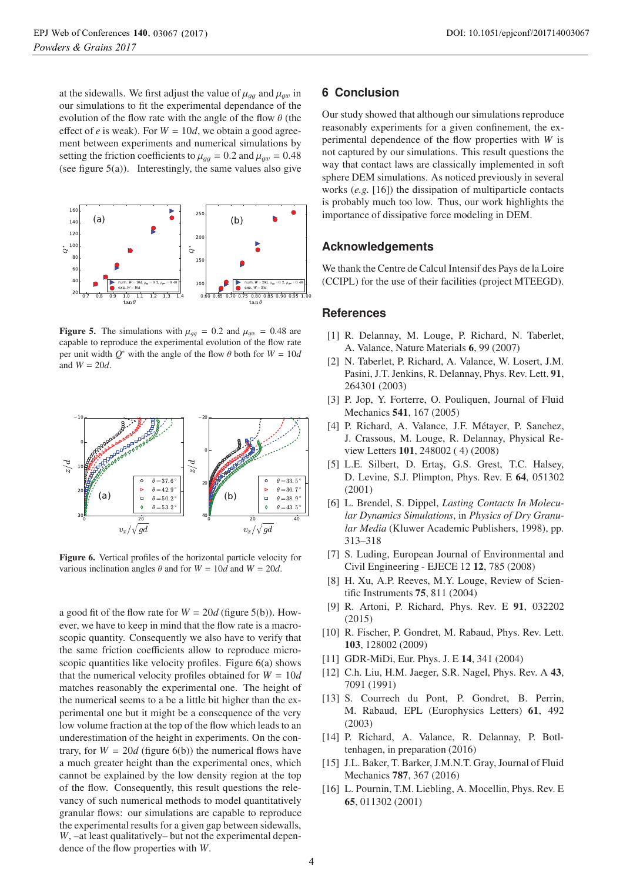at the sidewalls. We first adjust the value of $\mu_{gg}$ and $\mu_{gw}$ in our simulations to fit the experimental dependance of the evolution of the flow rate with the angle of the flow $\theta$ (the effect of $e$ is weak). For $W = 10d$, we obtain a good agreement between experiments and numerical simulations by setting the friction coefficients to $\mu_{gg} = 0.2$ and $\mu_{gw} = 0.48$ (see figure 5(a)). Interestingly, the same values also give

(a)
$Q^*$
160
140
120
100
80
60
40
20
0.7 0.8 0.9 1.0 1.1 1.2 1.3 1.4
$\tan\theta$
num. $W = 10d$, $\mu_{gg} = 0.2$, $\mu_{gw} = 0.48$
exp. $W = 10d$

(b)
$Q^*$
250
200
150
100
0.60 0.65 0.70 0.75 0.80 0.85 0.90 0.95 1.00
$\tan\theta$
num. $W = 20d$, $\mu_{gg} = 0.2$, $\mu_{gw} = 0.48$
exp. $W = 20d$

**Figure 5.** The simulations with $\mu_{gg} = 0.2$ and $\mu_{gw} = 0.48$ are capable to reproduce the experimental evolution of the flow rate per unit width $Q^*$ with the angle of the flow $\theta$ both for $W = 10d$ and $W = 20d$.

(a)
$z/d$
−10
0
10
20
30
0
20
$v_x/\sqrt{gd}$
$\theta = 37.6°$
$\theta = 42.9°$
$\theta = 50.2°$
$\theta = 53.2°$

(b)
$z/d$
−20
0
20
40
0
20
40
$v_x/\sqrt{gd}$
$\theta = 33.5°$
$\theta = 36.7°$
$\theta = 38.9°$
$\theta = 43.5°$

**Figure 6.** Vertical profiles of the horizontal particle velocity for various inclination angles $\theta$ and for $W = 10d$ and $W = 20d$.

a good fit of the flow rate for $W = 20d$ (figure 5(b)). However, we have to keep in mind that the flow rate is a macroscopic quantity. Consequently we also have to verify that the same friction coefficients allow to reproduce microscopic quantities like velocity profiles. Figure 6(a) shows that the numerical velocity profiles obtained for $W = 10d$ matches reasonably the experimental one. The height of the numerical seems to a be a little bit higher than the experimental one but it might be a consequence of the very low volume fraction at the top of the flow which leads to an underestimation of the height in experiments. On the contrary, for $W = 20d$ (figure 6(b)) the numerical flows have a much greater height than the experimental ones, which cannot be explained by the low density region at the top of the flow. Consequently, this result questions the relevancy of such numerical methods to model quantitatively granular flows: our simulations are capable to reproduce the experimental results for a given gap between sidewalls, $W$, –at least qualitatively– but not the experimental dependence of the flow properties with $W$.

## 6 Conclusion

Our study showed that although our simulations reproduce reasonably experiments for a given confinement, the experimental dependence of the flow properties with $W$ is not captured by our simulations. This result questions the way that contact laws are classically implemented in soft sphere DEM simulations. As noticed previously in several works (*e.g.* [16]) the dissipation of multiparticle contacts is probably much too low. Thus, our work highlights the importance of dissipative force modeling in DEM.

## Acknowledgements

We thank the Centre de Calcul Intensif des Pays de la Loire (CCIPL) for the use of their facilities (project MTEEGD).

## References

[1] R. Delannay, M. Louge, P. Richard, N. Taberlet, A. Valance, Nature Materials **6**, 99 (2007)

[2] N. Taberlet, P. Richard, A. Valance, W. Losert, J.M. Pasini, J.T. Jenkins, R. Delannay, Phys. Rev. Lett. **91**, 264301 (2003)

[3] P. Jop, Y. Forterre, O. Pouliquen, Journal of Fluid Mechanics **541**, 167 (2005)

[4] P. Richard, A. Valance, J.F. Métayer, P. Sanchez, J. Crassous, M. Louge, R. Delannay, Physical Review Letters **101**, 248002 ( 4) (2008)

[5] L.E. Silbert, D. Ertaş, G.S. Grest, T.C. Halsey, D. Levine, S.J. Plimpton, Phys. Rev. E **64**, 051302 (2001)

[6] L. Brendel, S. Dippel, *Lasting Contacts In Molecular Dynamics Simulations*, in *Physics of Dry Granular Media* (Kluwer Academic Publishers, 1998), pp. 313–318

[7] S. Luding, European Journal of Environmental and Civil Engineering - EJECE 12 **12**, 785 (2008)

[8] H. Xu, A.P. Reeves, M.Y. Louge, Review of Scientific Instruments **75**, 811 (2004)

[9] R. Artoni, P. Richard, Phys. Rev. E **91**, 032202 (2015)

[10] R. Fischer, P. Gondret, M. Rabaud, Phys. Rev. Lett. **103**, 128002 (2009)

[11] GDR-MiDi, Eur. Phys. J. E **14**, 341 (2004)

[12] C.h. Liu, H.M. Jaeger, S.R. Nagel, Phys. Rev. A **43**, 7091 (1991)

[13] S. Courrech du Pont, P. Gondret, B. Perrin, M. Rabaud, EPL (Europhysics Letters) **61**, 492 (2003)

[14] P. Richard, A. Valance, R. Delannay, P. Boltenhagen, in preparation (2016)

[15] J.L. Baker, T. Barker, J.M.N.T. Gray, Journal of Fluid Mechanics **787**, 367 (2016)

[16] L. Pournin, T.M. Liebling, A. Mocellin, Phys. Rev. E **65**, 011302 (2001)